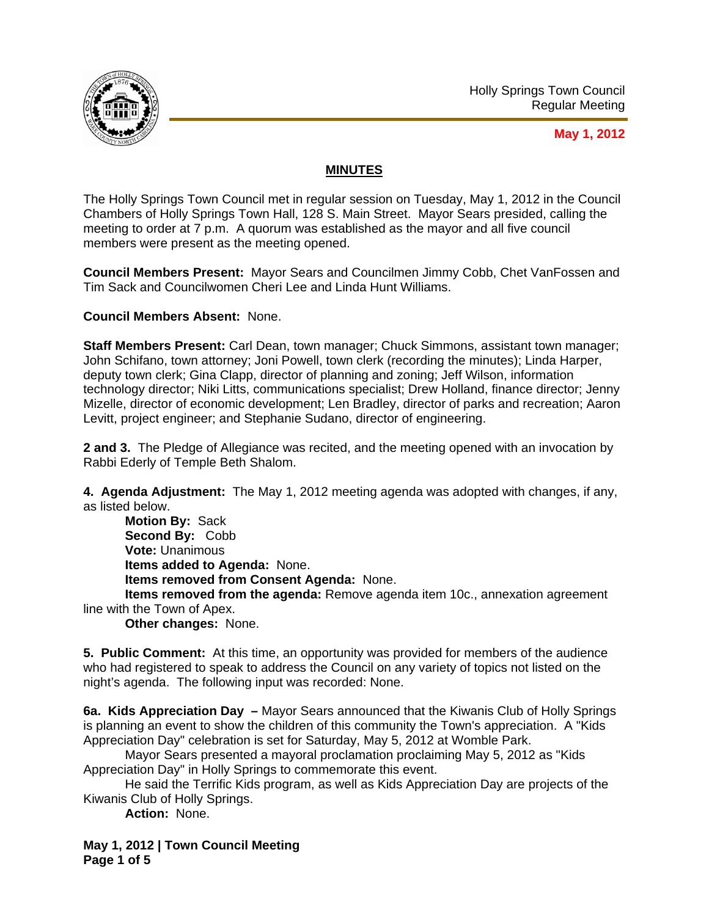Holly Springs Town Council
Regular Meeting

**May 1, 2012**

## MINUTES

The Holly Springs Town Council met in regular session on Tuesday, May 1, 2012 in the Council Chambers of Holly Springs Town Hall, 128 S. Main Street. Mayor Sears presided, calling the meeting to order at 7 p.m. A quorum was established as the mayor and all five council members were present as the meeting opened.

**Council Members Present:** Mayor Sears and Councilmen Jimmy Cobb, Chet VanFossen and Tim Sack and Councilwomen Cheri Lee and Linda Hunt Williams.

**Council Members Absent:** None.

**Staff Members Present:** Carl Dean, town manager; Chuck Simmons, assistant town manager; John Schifano, town attorney; Joni Powell, town clerk (recording the minutes); Linda Harper, deputy town clerk; Gina Clapp, director of planning and zoning; Jeff Wilson, information technology director; Niki Litts, communications specialist; Drew Holland, finance director; Jenny Mizelle, director of economic development; Len Bradley, director of parks and recreation; Aaron Levitt, project engineer; and Stephanie Sudano, director of engineering.

**2 and 3.** The Pledge of Allegiance was recited, and the meeting opened with an invocation by Rabbi Ederly of Temple Beth Shalom.

**4. Agenda Adjustment:** The May 1, 2012 meeting agenda was adopted with changes, if any, as listed below.

**Motion By:** Sack
**Second By:** Cobb
**Vote:** Unanimous
**Items added to Agenda:** None.
**Items removed from Consent Agenda:** None.
**Items removed from the agenda:** Remove agenda item 10c., annexation agreement line with the Town of Apex.
**Other changes:** None.

**5. Public Comment:** At this time, an opportunity was provided for members of the audience who had registered to speak to address the Council on any variety of topics not listed on the night's agenda. The following input was recorded: None.

**6a. Kids Appreciation Day –** Mayor Sears announced that the Kiwanis Club of Holly Springs is planning an event to show the children of this community the Town's appreciation. A "Kids Appreciation Day" celebration is set for Saturday, May 5, 2012 at Womble Park.

Mayor Sears presented a mayoral proclamation proclaiming May 5, 2012 as "Kids Appreciation Day" in Holly Springs to commemorate this event.

He said the Terrific Kids program, as well as Kids Appreciation Day are projects of the Kiwanis Club of Holly Springs.

**Action:** None.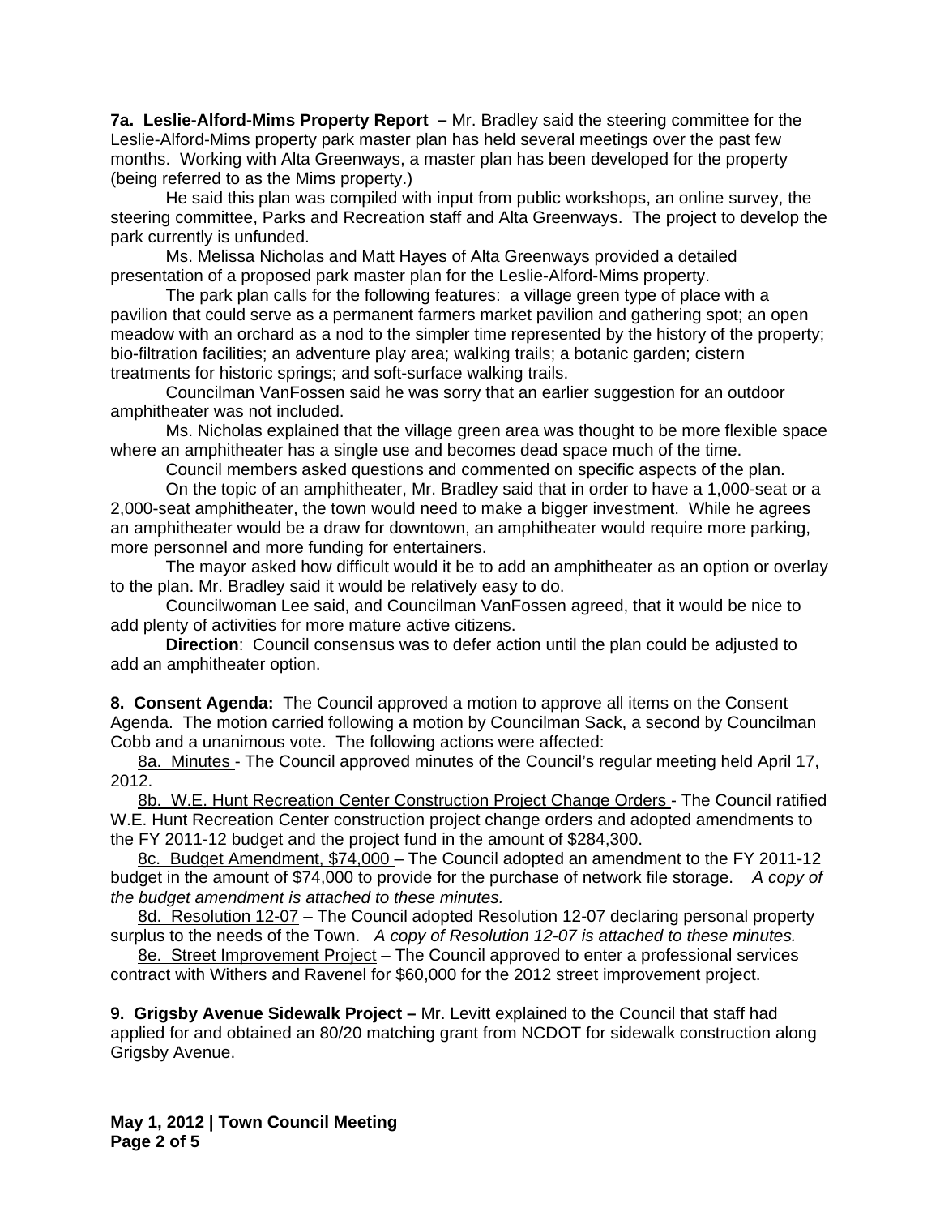**7a. Leslie-Alford-Mims Property Report –** Mr. Bradley said the steering committee for the Leslie-Alford-Mims property park master plan has held several meetings over the past few months. Working with Alta Greenways, a master plan has been developed for the property (being referred to as the Mims property.)

He said this plan was compiled with input from public workshops, an online survey, the steering committee, Parks and Recreation staff and Alta Greenways. The project to develop the park currently is unfunded.

Ms. Melissa Nicholas and Matt Hayes of Alta Greenways provided a detailed presentation of a proposed park master plan for the Leslie-Alford-Mims property.

The park plan calls for the following features: a village green type of place with a pavilion that could serve as a permanent farmers market pavilion and gathering spot; an open meadow with an orchard as a nod to the simpler time represented by the history of the property; bio-filtration facilities; an adventure play area; walking trails; a botanic garden; cistern treatments for historic springs; and soft-surface walking trails.

Councilman VanFossen said he was sorry that an earlier suggestion for an outdoor amphitheater was not included.

Ms. Nicholas explained that the village green area was thought to be more flexible space where an amphitheater has a single use and becomes dead space much of the time.

Council members asked questions and commented on specific aspects of the plan.

On the topic of an amphitheater, Mr. Bradley said that in order to have a 1,000-seat or a 2,000-seat amphitheater, the town would need to make a bigger investment. While he agrees an amphitheater would be a draw for downtown, an amphitheater would require more parking, more personnel and more funding for entertainers.

The mayor asked how difficult would it be to add an amphitheater as an option or overlay to the plan. Mr. Bradley said it would be relatively easy to do.

Councilwoman Lee said, and Councilman VanFossen agreed, that it would be nice to add plenty of activities for more mature active citizens.

**Direction**: Council consensus was to defer action until the plan could be adjusted to add an amphitheater option.

**8. Consent Agenda:** The Council approved a motion to approve all items on the Consent Agenda. The motion carried following a motion by Councilman Sack, a second by Councilman Cobb and a unanimous vote. The following actions were affected:

8a. Minutes - The Council approved minutes of the Council's regular meeting held April 17, 2012.

8b. W.E. Hunt Recreation Center Construction Project Change Orders - The Council ratified W.E. Hunt Recreation Center construction project change orders and adopted amendments to the FY 2011-12 budget and the project fund in the amount of $284,300.

8c. Budget Amendment, $74,000 – The Council adopted an amendment to the FY 2011-12 budget in the amount of $74,000 to provide for the purchase of network file storage. *A copy of the budget amendment is attached to these minutes.*

8d. Resolution 12-07 – The Council adopted Resolution 12-07 declaring personal property surplus to the needs of the Town. *A copy of Resolution 12-07 is attached to these minutes.*

8e. Street Improvement Project – The Council approved to enter a professional services contract with Withers and Ravenel for $60,000 for the 2012 street improvement project.

**9. Grigsby Avenue Sidewalk Project –** Mr. Levitt explained to the Council that staff had applied for and obtained an 80/20 matching grant from NCDOT for sidewalk construction along Grigsby Avenue.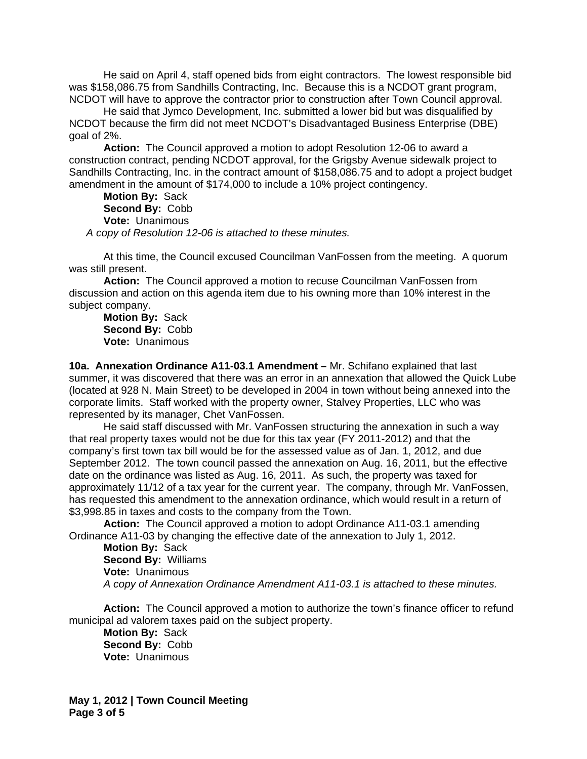He said on April 4, staff opened bids from eight contractors. The lowest responsible bid was $158,086.75 from Sandhills Contracting, Inc. Because this is a NCDOT grant program, NCDOT will have to approve the contractor prior to construction after Town Council approval.

He said that Jymco Development, Inc. submitted a lower bid but was disqualified by NCDOT because the firm did not meet NCDOT's Disadvantaged Business Enterprise (DBE) goal of 2%.

**Action:** The Council approved a motion to adopt Resolution 12-06 to award a construction contract, pending NCDOT approval, for the Grigsby Avenue sidewalk project to Sandhills Contracting, Inc. in the contract amount of $158,086.75 and to adopt a project budget amendment in the amount of $174,000 to include a 10% project contingency.

**Motion By:** Sack
**Second By:** Cobb
**Vote:** Unanimous

*A copy of Resolution 12-06 is attached to these minutes.*

At this time, the Council excused Councilman VanFossen from the meeting. A quorum was still present.

**Action:** The Council approved a motion to recuse Councilman VanFossen from discussion and action on this agenda item due to his owning more than 10% interest in the subject company.

**Motion By:** Sack
**Second By:** Cobb
**Vote:** Unanimous

**10a. Annexation Ordinance A11-03.1 Amendment –** Mr. Schifano explained that last summer, it was discovered that there was an error in an annexation that allowed the Quick Lube (located at 928 N. Main Street) to be developed in 2004 in town without being annexed into the corporate limits. Staff worked with the property owner, Stalvey Properties, LLC who was represented by its manager, Chet VanFossen.

He said staff discussed with Mr. VanFossen structuring the annexation in such a way that real property taxes would not be due for this tax year (FY 2011-2012) and that the company's first town tax bill would be for the assessed value as of Jan. 1, 2012, and due September 2012. The town council passed the annexation on Aug. 16, 2011, but the effective date on the ordinance was listed as Aug. 16, 2011. As such, the property was taxed for approximately 11/12 of a tax year for the current year. The company, through Mr. VanFossen, has requested this amendment to the annexation ordinance, which would result in a return of $3,998.85 in taxes and costs to the company from the Town.

**Action:** The Council approved a motion to adopt Ordinance A11-03.1 amending Ordinance A11-03 by changing the effective date of the annexation to July 1, 2012.

**Motion By:** Sack
**Second By:** Williams
**Vote:** Unanimous

*A copy of Annexation Ordinance Amendment A11-03.1 is attached to these minutes.*

**Action:** The Council approved a motion to authorize the town's finance officer to refund municipal ad valorem taxes paid on the subject property.

**Motion By:** Sack
**Second By:** Cobb
**Vote:** Unanimous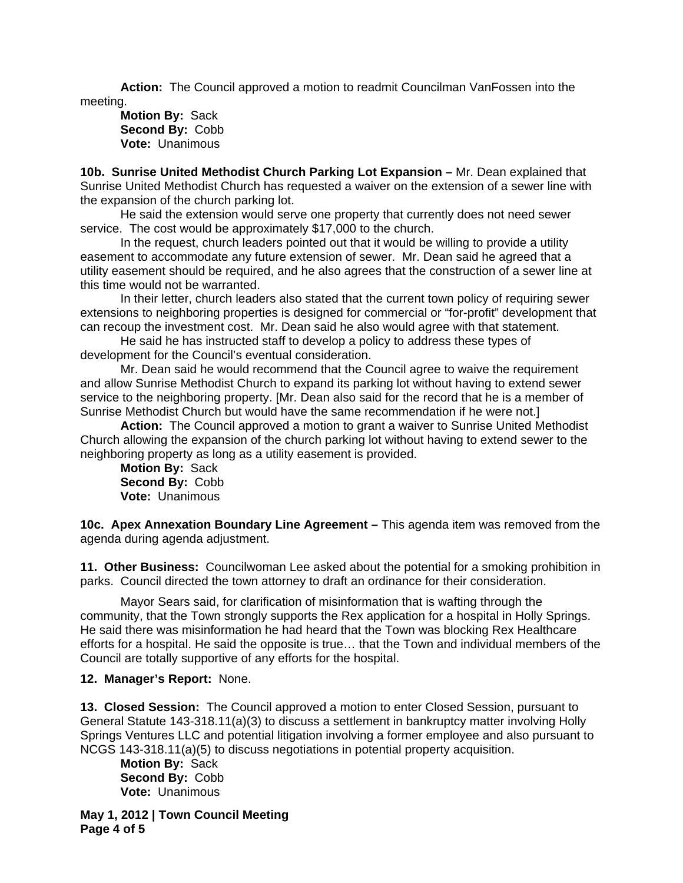**Action:** The Council approved a motion to readmit Councilman VanFossen into the meeting.

**Motion By:** Sack
**Second By:** Cobb
**Vote:** Unanimous

**10b. Sunrise United Methodist Church Parking Lot Expansion –** Mr. Dean explained that Sunrise United Methodist Church has requested a waiver on the extension of a sewer line with the expansion of the church parking lot.

He said the extension would serve one property that currently does not need sewer service. The cost would be approximately $17,000 to the church.

In the request, church leaders pointed out that it would be willing to provide a utility easement to accommodate any future extension of sewer. Mr. Dean said he agreed that a utility easement should be required, and he also agrees that the construction of a sewer line at this time would not be warranted.

In their letter, church leaders also stated that the current town policy of requiring sewer extensions to neighboring properties is designed for commercial or "for-profit" development that can recoup the investment cost. Mr. Dean said he also would agree with that statement.

He said he has instructed staff to develop a policy to address these types of development for the Council's eventual consideration.

Mr. Dean said he would recommend that the Council agree to waive the requirement and allow Sunrise Methodist Church to expand its parking lot without having to extend sewer service to the neighboring property. [Mr. Dean also said for the record that he is a member of Sunrise Methodist Church but would have the same recommendation if he were not.]

**Action:** The Council approved a motion to grant a waiver to Sunrise United Methodist Church allowing the expansion of the church parking lot without having to extend sewer to the neighboring property as long as a utility easement is provided.

**Motion By:** Sack
**Second By:** Cobb
**Vote:** Unanimous

**10c. Apex Annexation Boundary Line Agreement –** This agenda item was removed from the agenda during agenda adjustment.

**11. Other Business:** Councilwoman Lee asked about the potential for a smoking prohibition in parks. Council directed the town attorney to draft an ordinance for their consideration.

Mayor Sears said, for clarification of misinformation that is wafting through the community, that the Town strongly supports the Rex application for a hospital in Holly Springs. He said there was misinformation he had heard that the Town was blocking Rex Healthcare efforts for a hospital. He said the opposite is true… that the Town and individual members of the Council are totally supportive of any efforts for the hospital.

**12. Manager's Report:** None.

**13. Closed Session:** The Council approved a motion to enter Closed Session, pursuant to General Statute 143-318.11(a)(3) to discuss a settlement in bankruptcy matter involving Holly Springs Ventures LLC and potential litigation involving a former employee and also pursuant to NCGS 143-318.11(a)(5) to discuss negotiations in potential property acquisition.

**Motion By:** Sack
**Second By:** Cobb
**Vote:** Unanimous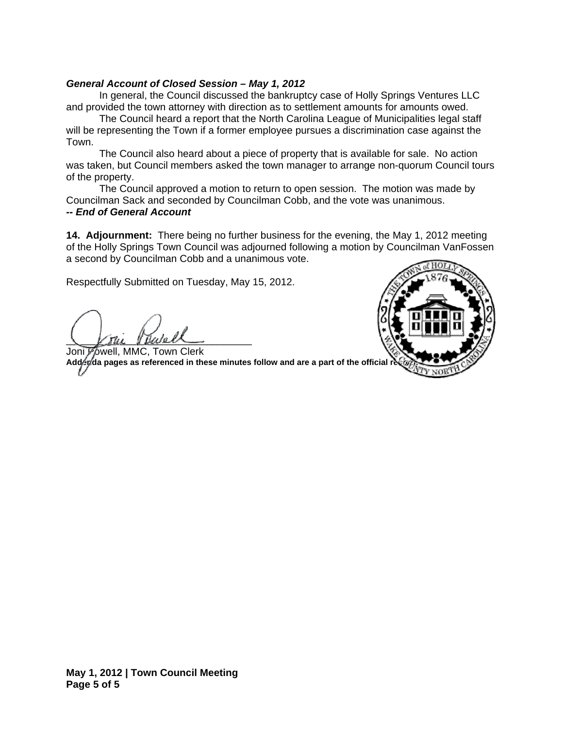***General Account of Closed Session – May 1, 2012***

In general, the Council discussed the bankruptcy case of Holly Springs Ventures LLC and provided the town attorney with direction as to settlement amounts for amounts owed.

The Council heard a report that the North Carolina League of Municipalities legal staff will be representing the Town if a former employee pursues a discrimination case against the Town.

The Council also heard about a piece of property that is available for sale. No action was taken, but Council members asked the town manager to arrange non-quorum Council tours of the property.

The Council approved a motion to return to open session. The motion was made by Councilman Sack and seconded by Councilman Cobb, and the vote was unanimous.

***-- End of General Account***

**14. Adjournment:** There being no further business for the evening, the May 1, 2012 meeting of the Holly Springs Town Council was adjourned following a motion by Councilman VanFossen a second by Councilman Cobb and a unanimous vote.

Respectfully Submitted on Tuesday, May 15, 2012.

Joni Powell, MMC, Town Clerk

**Addenda pages as referenced in these minutes follow and are a part of the official record.**